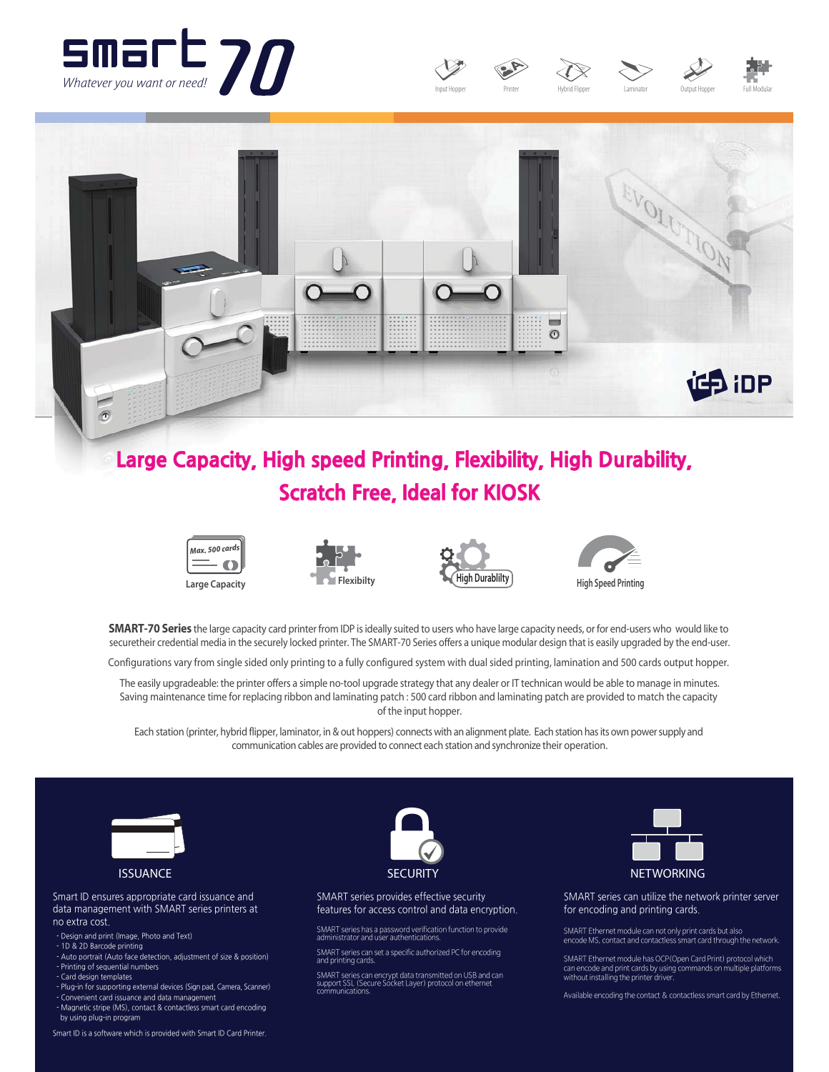# smart 70

*Whatever you want or need!*

Input Hopper | Printer | Hybrid Flipper | Laminator | Output Hopper | Full Modular

## Large Capacity, High speed Printing, Flexibility, High Durability, Scratch Free, Ideal for KIOSK

Max. 500 cards — Large Capacity | Flexibilty | High Durablilty | High Speed Printing

**SMART-70 Series** the large capacity card printer from IDP is ideally suited to users who have large capacity needs, or for end-users who would like to securetheir credential media in the securely locked printer. The SMART-70 Series offers a unique modular design that is easily upgraded by the end-user.

Configurations vary from single sided only printing to a fully configured system with dual sided printing, lamination and 500 cards output hopper.

The easily upgradeable: the printer offers a simple no-tool upgrade strategy that any dealer or IT technican would be able to manage in minutes. Saving maintenance time for replacing ribbon and laminating patch : 500 card ribbon and laminating patch are provided to match the capacity of the input hopper.

Each station (printer, hybrid flipper, laminator, in & out hoppers) connects with an alignment plate. Each station has its own power supply and communication cables are provided to connect each station and synchronize their operation.

### ISSUANCE

Smart ID ensures appropriate card issuance and data management with SMART series printers at no extra cost.

- Design and print (Image, Photo and Text)
- 1D & 2D Barcode printing
- Auto portrait (Auto face detection, adjustment of size & position)
- Printing of sequential numbers
- Card design templates
- Plug-in for supporting external devices (Sign pad, Camera, Scanner)
- Convenient card issuance and data management
- Magnetic stripe (MS), contact & contactless smart card encoding by using plug-in program

Smart ID is a software which is provided with Smart ID Card Printer.

### SECURITY

SMART series provides effective security features for access control and data encryption.

SMART series has a password verification function to provide administrator and user authentications.

SMART series can set a specific authorized PC for encoding and printing cards.

SMART series can encrypt data transmitted on USB and can support SSL (Secure Socket Layer) protocol on ethernet communications.

### NETWORKING

SMART series can utilize the network printer server for encoding and printing cards.

SMART Ethernet module can not only print cards but also encode MS, contact and contactless smart card through the network.

SMART Ethernet module has OCP(Open Card Print) protocol which can encode and print cards by using commands on multiple platforms without installing the printer driver.

Available encoding the contact & contactless smart card by Ethernet.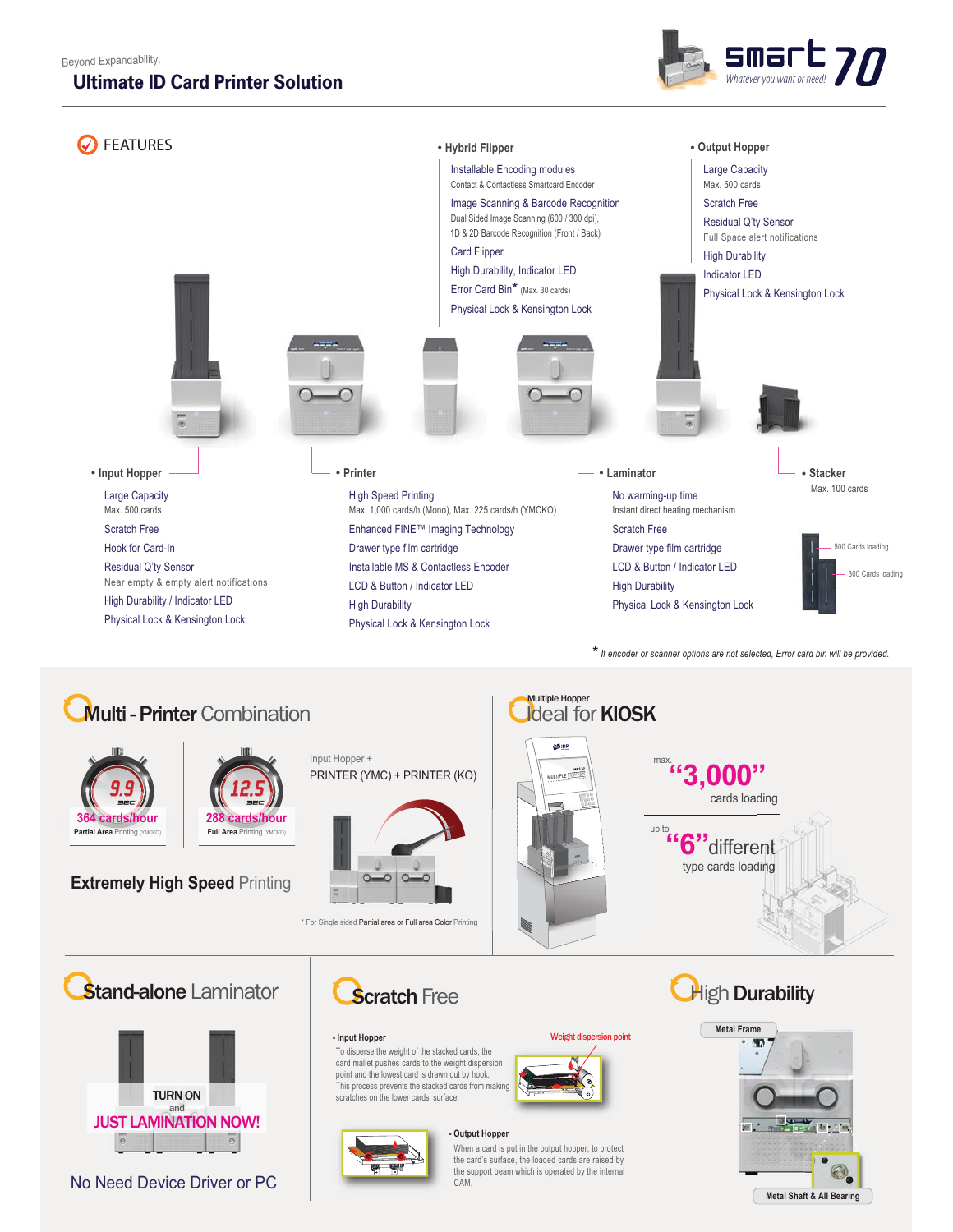Beyond Expandability,

# Ultimate ID Card Printer Solution

smart 70 — Whatever you want or need!

## FEATURES

**• Hybrid Flipper**

- Installable Encoding modules
  - Contact & Contactless Smartcard Encoder
- Image Scanning & Barcode Recognition
  - Dual Sided Image Scanning (600 / 300 dpi), 1D & 2D Barcode Recognition (Front / Back)
- Card Flipper
- High Durability, Indicator LED
- Error Card Bin* (Max. 30 cards)
- Physical Lock & Kensington Lock

**• Output Hopper**

- Large Capacity
  - Max. 500 cards
- Scratch Free
- Residual Q'ty Sensor
  - Full Space alert notifications
- High Durability
- Indicator LED
- Physical Lock & Kensington Lock

**• Input Hopper**

- Large Capacity
  - Max. 500 cards
- Scratch Free
- Hook for Card-In
- Residual Q'ty Sensor
  - Near empty & empty alert notifications
- High Durability / Indicator LED
- Physical Lock & Kensington Lock

**• Printer**

- High Speed Printing
  - Max. 1,000 cards/h (Mono), Max. 225 cards/h (YMCKO)
- Enhanced FINE™ Imaging Technology
- Drawer type film cartridge
- Installable MS & Contactless Encoder
- LCD & Button / Indicator LED
- High Durability
- Physical Lock & Kensington Lock

**• Laminator**

- No warming-up time
  - Instant direct heating mechanism
- Scratch Free
- Drawer type film cartridge
- LCD & Button / Indicator LED
- High Durability
- Physical Lock & Kensington Lock

**• Stacker**

Max. 100 cards

500 Cards loading

300 Cards loading

\* *If encoder or scanner options are not selected, Error card bin will be provided.*

## Multi - Printer Combination

9.9 SEC — **364 cards/hour** — Partial Area Printing (YMCKO)

12.5 SEC — **288 cards/hour** — Full Area Printing (YMCKO)

Input Hopper + PRINTER (YMC) + PRINTER (KO)

**Extremely High Speed** Printing

\* For Single sided Partial area or Full area Color Printing

## Multiple Hopper — Ideal for KIOSK

max. **"3,000"** cards loading

up to **"6"** different type cards loading

## Stand-alone Laminator

TURN ON and JUST LAMINATION NOW!

No Need Device Driver or PC

## Scratch Free

**- Input Hopper**

To disperse the weight of the stacked cards, the card mallet pushes cards to the weight dispersion point and the lowest card is drawn out by hook. This process prevents the stacked cards from making scratches on the lower cards' surface.

Weight dispersion point

**- Output Hopper**

When a card is put in the output hopper, to protect the card's surface, the loaded cards are raised by the support beam which is operated by the internal CAM.

## High Durability

Metal Frame

Metal Shaft & All Bearing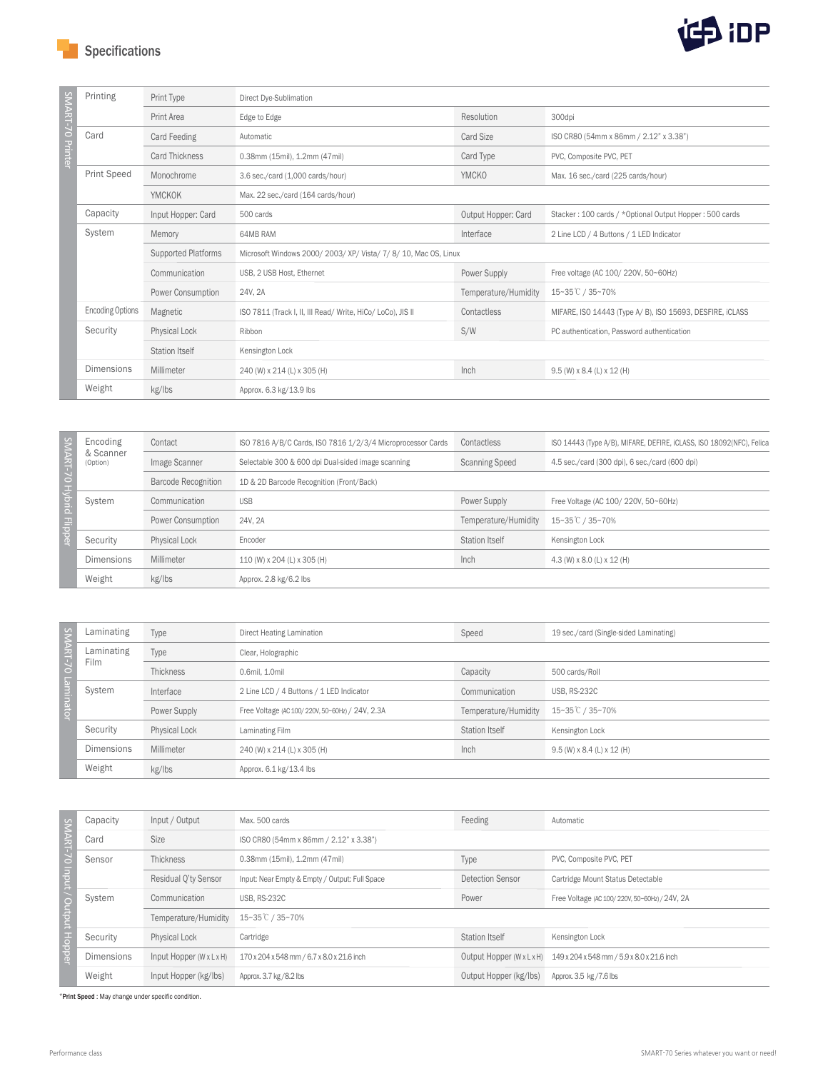## Specifications

### SMART-70 Printer

| Category | Item | Value | Item | Value |
|---|---|---|---|---|
| Printing | Print Type | Direct Dye-Sublimation | | |
| | Print Area | Edge to Edge | Resolution | 300dpi |
| Card | Card Feeding | Automatic | Card Size | ISO CR80 (54mm x 86mm / 2.12" x 3.38") |
| | Card Thickness | 0.38mm (15mil), 1.2mm (47mil) | Card Type | PVC, Composite PVC, PET |
| Print Speed | Monochrome | 3.6 sec./card (1,000 cards/hour) | YMCKO | Max. 16 sec./card (225 cards/hour) |
| | YMCKOK | Max. 22 sec./card (164 cards/hour) | | |
| Capacity | Input Hopper: Card | 500 cards | Output Hopper: Card | Stacker : 100 cards / *Optional Output Hopper : 500 cards |
| System | Memory | 64MB RAM | Interface | 2 Line LCD / 4 Buttons / 1 LED Indicator |
| | Supported Platforms | Microsoft Windows 2000/ 2003/ XP/ Vista/ 7/ 8/ 10, Mac OS, Linux | | |
| | Communication | USB, 2 USB Host, Ethernet | Power Supply | Free voltage (AC 100/ 220V, 50~60Hz) |
| | Power Consumption | 24V, 2A | Temperature/Humidity | 15~35℃ / 35~70% |
| Encoding Options | Magnetic | ISO 7811 (Track I, II, III Read/ Write, HiCo/ LoCo), JIS II | Contactless | MIFARE, ISO 14443 (Type A/ B), ISO 15693, DESFIRE, iCLASS |
| Security | Physical Lock | Ribbon | S/W | PC authentication, Password authentication |
| | Station Itself | Kensington Lock | | |
| Dimensions | Millimeter | 240 (W) x 214 (L) x 305 (H) | Inch | 9.5 (W) x 8.4 (L) x 12 (H) |
| Weight | kg/lbs | Approx. 6.3 kg/13.9 lbs | | |

### SMART-70 Hybrid Flipper

| Category | Item | Value | Item | Value |
|---|---|---|---|---|
| Encoding & Scanner (Option) | Contact | ISO 7816 A/B/C Cards, ISO 7816 1/2/3/4 Microprocessor Cards | Contactless | ISO 14443 (Type A/B), MIFARE, DEFIRE, iCLASS, ISO 18092(NFC), Felica |
| | Image Scanner | Selectable 300 & 600 dpi Dual-sided image scanning | Scanning Speed | 4.5 sec./card (300 dpi), 6 sec./card (600 dpi) |
| | Barcode Recognition | 1D & 2D Barcode Recognition (Front/Back) | | |
| System | Communication | USB | Power Supply | Free Voltage (AC 100/ 220V, 50~60Hz) |
| | Power Consumption | 24V, 2A | Temperature/Humidity | 15~35℃ / 35~70% |
| Security | Physical Lock | Encoder | Station Itself | Kensington Lock |
| Dimensions | Millimeter | 110 (W) x 204 (L) x 305 (H) | Inch | 4.3 (W) x 8.0 (L) x 12 (H) |
| Weight | kg/lbs | Approx. 2.8 kg/6.2 lbs | | |

### SMART-70 Laminator

| Category | Item | Value | Item | Value |
|---|---|---|---|---|
| Laminating | Type | Direct Heating Lamination | Speed | 19 sec./card (Single-sided Laminating) |
| Laminating Film | Type | Clear, Holographic | | |
| | Thickness | 0.6mil, 1.0mil | Capacity | 500 cards/Roll |
| System | Interface | 2 Line LCD / 4 Buttons / 1 LED Indicator | Communication | USB, RS-232C |
| | Power Supply | Free Voltage (AC 100/ 220V, 50~60Hz) / 24V, 2.3A | Temperature/Humidity | 15~35℃ / 35~70% |
| Security | Physical Lock | Laminating Film | Station Itself | Kensington Lock |
| Dimensions | Millimeter | 240 (W) x 214 (L) x 305 (H) | Inch | 9.5 (W) x 8.4 (L) x 12 (H) |
| Weight | kg/lbs | Approx. 6.1 kg/13.4 lbs | | |

### SMART-70 Input / Output Hopper

| Category | Item | Value | Item | Value |
|---|---|---|---|---|
| Capacity | Input / Output | Max. 500 cards | Feeding | Automatic |
| Card | Size | ISO CR80 (54mm x 86mm / 2.12" x 3.38") | | |
| Sensor | Thickness | 0.38mm (15mil), 1.2mm (47mil) | Type | PVC, Composite PVC, PET |
| | Residual Q'ty Sensor | Input: Near Empty & Empty / Output: Full Space | Detection Sensor | Cartridge Mount Status Detectable |
| System | Communication | USB, RS-232C | Power | Free Voltage (AC 100/ 220V, 50~60Hz) / 24V, 2A |
| | Temperature/Humidity | 15~35℃ / 35~70% | | |
| Security | Physical Lock | Cartridge | Station Itself | Kensington Lock |
| Dimensions | Input Hopper (W x L x H) | 170 x 204 x 548 mm / 6.7 x 8.0 x 21.6 inch | Output Hopper (W x L x H) | 149 x 204 x 548 mm / 5.9 x 8.0 x 21.6 inch |
| Weight | Input Hopper (kg/lbs) | Approx. 3.7 kg /8.2 lbs | Output Hopper (kg/lbs) | Approx. 3.5 kg /7.6 lbs |

***Print Speed** : May change under specific condition.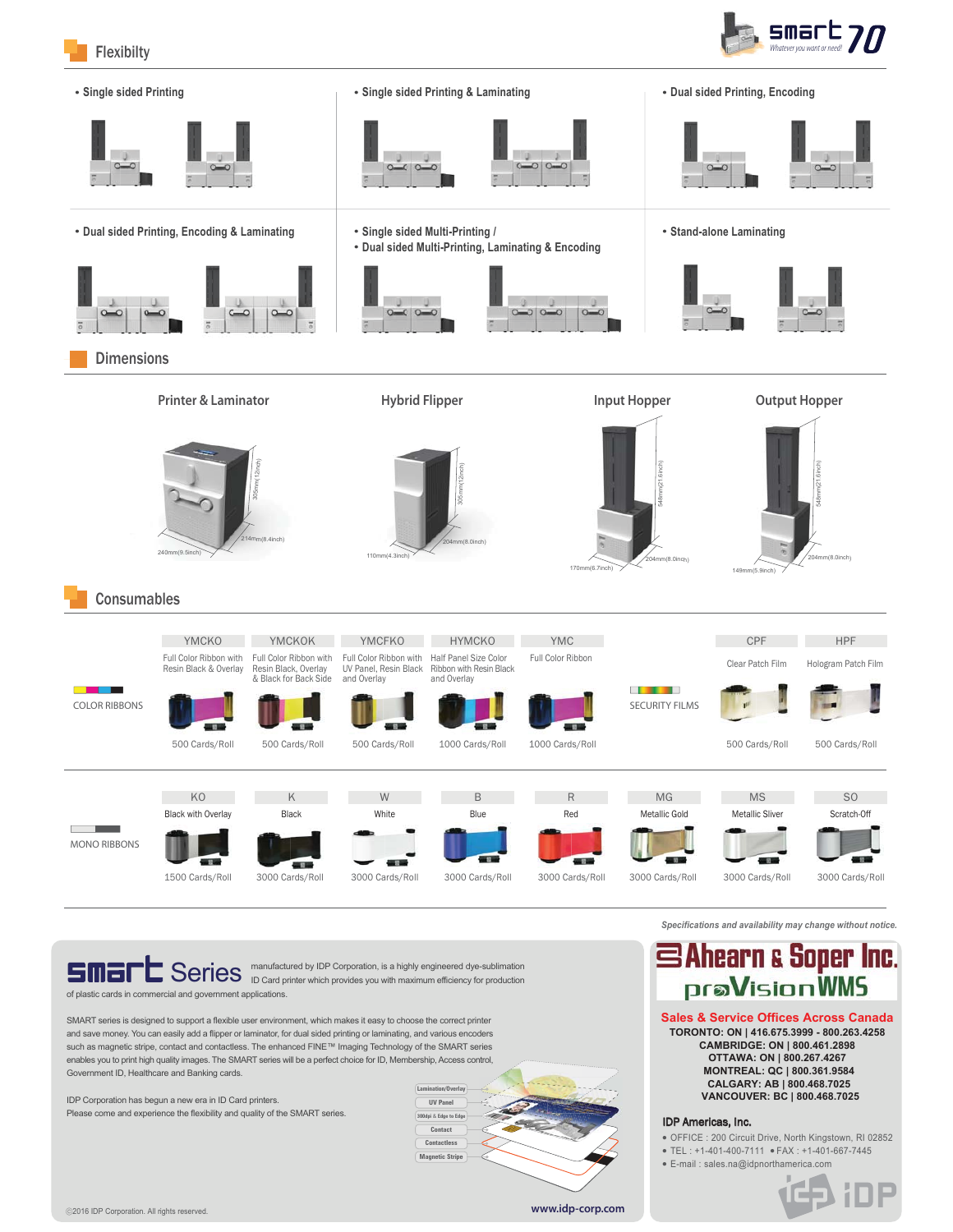smart 70 Whatever you want or need!

## Flexibilty

- Single sided Printing
- Single sided Printing & Laminating
- Dual sided Printing, Encoding
- Dual sided Printing, Encoding & Laminating
- Single sided Multi-Printing /
- Dual sided Multi-Printing, Laminating & Encoding
- Stand-alone Laminating

## Dimensions

**Printer & Laminator**

305mm(12inch)
214mm(8.4inch)
240mm(9.5inch)

**Hybrid Flipper**

305mm(12inch)
204mm(8.0inch)
110mm(4.3inch)

**Input Hopper**

548mm(21.6inch)
204mm(8.0inch)
170mm(6.7inch)

**Output Hopper**

548mm(21.6inch)
204mm(8.0inch)
149mm(5.9inch)

## Consumables

**COLOR RIBBONS**

| YMCKO | YMCKOK | YMCFKO | HYMCKO | YMC |
|---|---|---|---|---|
| Full Color Ribbon with Resin Black & Overlay | Full Color Ribbon with Resin Black, Overlay & Black for Back Side | Full Color Ribbon with UV Panel, Resin Black and Overlay | Half Panel Size Color Ribbon with Resin Black and Overlay | Full Color Ribbon |
| 500 Cards/Roll | 500 Cards/Roll | 500 Cards/Roll | 1000 Cards/Roll | 1000 Cards/Roll |

**SECURITY FILMS**

| CPF | HPF |
|---|---|
| Clear Patch Film | Hologram Patch Film |
| 500 Cards/Roll | 500 Cards/Roll |

**MONO RIBBONS**

| KO | K | W | B | R | MG | MS | SO |
|---|---|---|---|---|---|---|---|
| Black with Overlay | Black | White | Blue | Red | Metallic Gold | Metallic Sliver | Scratch-Off |
| 1500 Cards/Roll | 3000 Cards/Roll | 3000 Cards/Roll | 3000 Cards/Roll | 3000 Cards/Roll | 3000 Cards/Roll | 3000 Cards/Roll | 3000 Cards/Roll |

*Specifications and availability may change without notice.*

**smart Series** manufactured by IDP Corporation, is a highly engineered dye-sublimation ID Card printer which provides you with maximum efficiency for production of plastic cards in commercial and government applications.

SMART series is designed to support a flexible user environment, which makes it easy to choose the correct printer and save money. You can easily add a flipper or laminator, for dual sided printing or laminating, and various encoders such as magnetic stripe, contact and contactless. The enhanced FINE™ Imaging Technology of the SMART series enables you to print high quality images. The SMART series will be a perfect choice for ID, Membership, Access control, Government ID, Healthcare and Banking cards.

IDP Corporation has begun a new era in ID Card printers.
Please come and experience the flexibility and quality of the SMART series.

Lamination/Overlay
UV Panel
300dpi & Edge to Edge
Contact
Contactless
Magnetic Stripe

©2016 IDP Corporation. All rights reserved.

www.idp-corp.com

**Ahearn & Soper Inc.**
**proVisionWMS**

**Sales & Service Offices Across Canada**

**TORONTO: ON | 416.675.3999 - 800.263.4258**
**CAMBRIDGE: ON | 800.461.2898**
**OTTAWA: ON | 800.267.4267**
**MONTREAL: QC | 800.361.9584**
**CALGARY: AB | 800.468.7025**
**VANCOUVER: BC | 800.468.7025**

**IDP Americas, Inc.**

- OFFICE : 200 Circuit Drive, North Kingstown, RI 02852
- TEL : +1-401-400-7111 • FAX : +1-401-667-7445
- E-mail : sales.na@idpnorthamerica.com

iDP